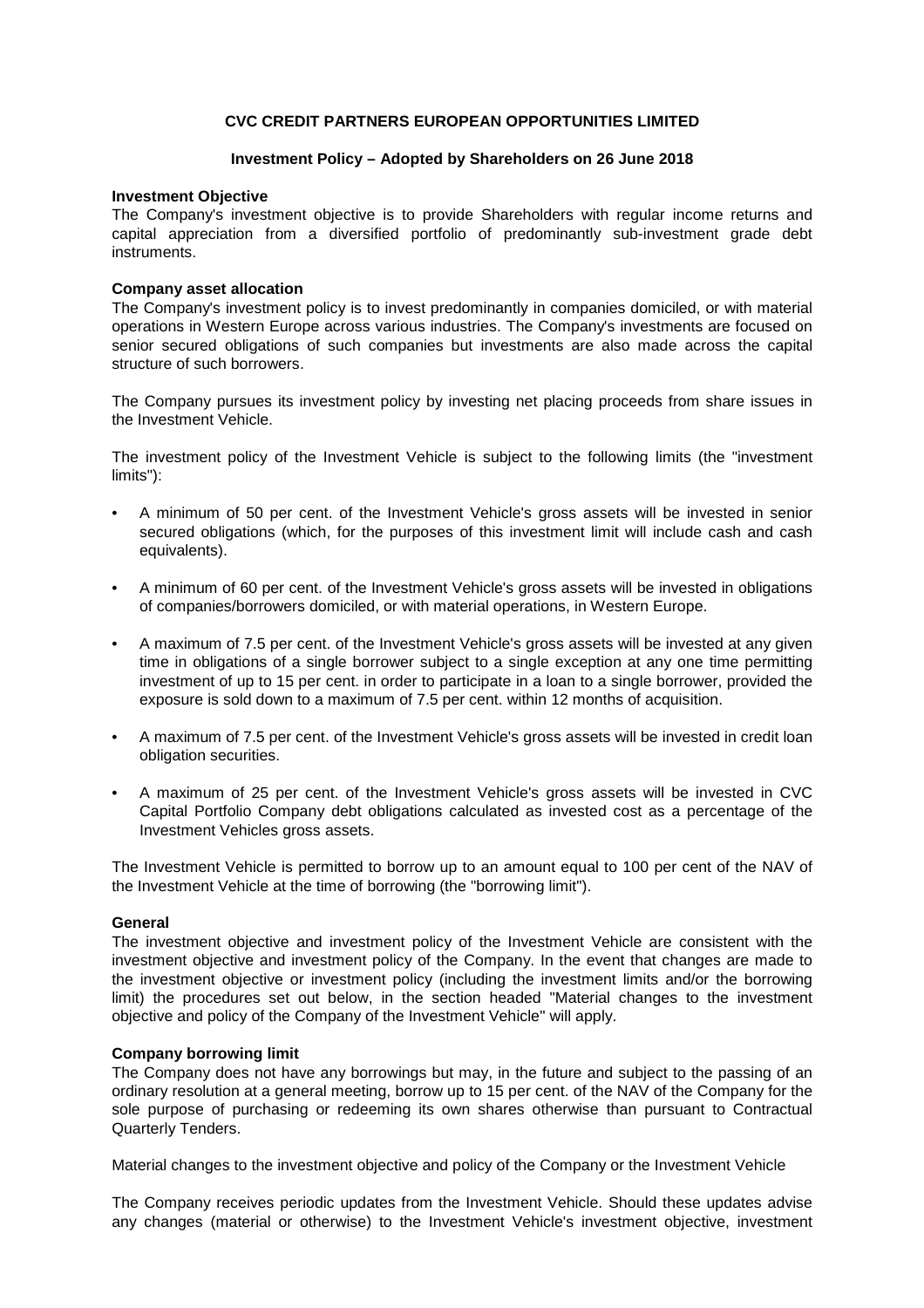# CVC CREDIT PARTNERS EUROPEAN OPPORTUNITIES LIMITED

## Investment Policy – Adopted by Shareholders on 26 June 2018

### Investment Objective

The Company's investment objective is to provide Shareholders with regular income returns and capital appreciation from a diversified portfolio of predominantly sub-investment grade debt instruments.

### Company asset allocation

The Company's investment policy is to invest predominantly in companies domiciled, or with material operations in Western Europe across various industries. The Company's investments are focused on senior secured obligations of such companies but investments are also made across the capital structure of such borrowers.

The Company pursues its investment policy by investing net placing proceeds from share issues in the Investment Vehicle.

The investment policy of the Investment Vehicle is subject to the following limits (the "investment limits"):

- A minimum of 50 per cent. of the Investment Vehicle's gross assets will be invested in senior secured obligations (which, for the purposes of this investment limit will include cash and cash equivalents).
- A minimum of 60 per cent. of the Investment Vehicle's gross assets will be invested in obligations of companies/borrowers domiciled, or with material operations, in Western Europe.
- A maximum of 7.5 per cent. of the Investment Vehicle's gross assets will be invested at any given time in obligations of a single borrower subject to a single exception at any one time permitting investment of up to 15 per cent. in order to participate in a loan to a single borrower, provided the exposure is sold down to a maximum of 7.5 per cent. within 12 months of acquisition.
- A maximum of 7.5 per cent. of the Investment Vehicle's gross assets will be invested in credit loan obligation securities.
- A maximum of 25 per cent. of the Investment Vehicle's gross assets will be invested in CVC Capital Portfolio Company debt obligations calculated as invested cost as a percentage of the Investment Vehicles gross assets.

The Investment Vehicle is permitted to borrow up to an amount equal to 100 per cent of the NAV of the Investment Vehicle at the time of borrowing (the "borrowing limit").

### General

The investment objective and investment policy of the Investment Vehicle are consistent with the investment objective and investment policy of the Company. In the event that changes are made to the investment objective or investment policy (including the investment limits and/or the borrowing limit) the procedures set out below, in the section headed "Material changes to the investment objective and policy of the Company of the Investment Vehicle" will apply.

### Company borrowing limit

The Company does not have any borrowings but may, in the future and subject to the passing of an ordinary resolution at a general meeting, borrow up to 15 per cent. of the NAV of the Company for the sole purpose of purchasing or redeeming its own shares otherwise than pursuant to Contractual Quarterly Tenders.

Material changes to the investment objective and policy of the Company or the Investment Vehicle

The Company receives periodic updates from the Investment Vehicle. Should these updates advise any changes (material or otherwise) to the Investment Vehicle's investment objective, investment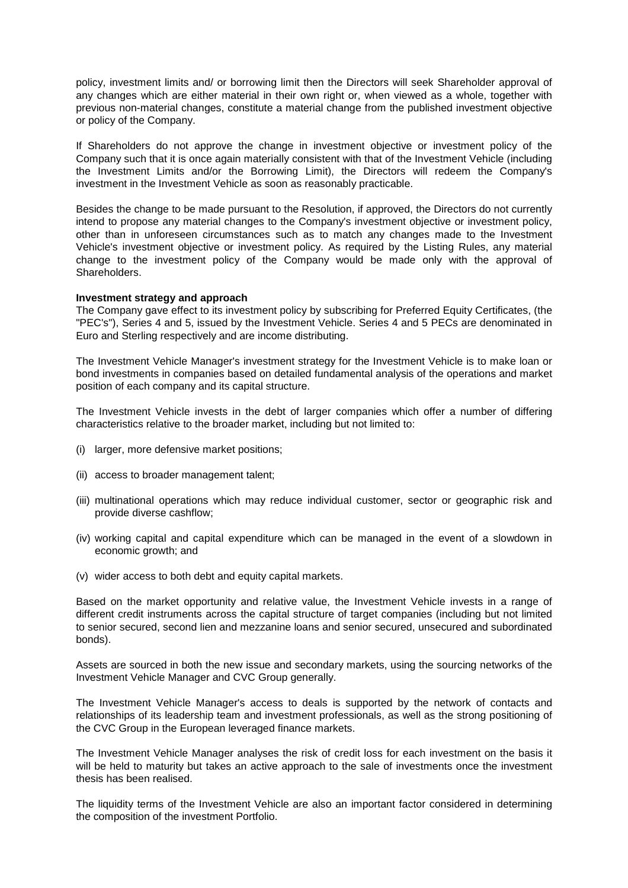policy, investment limits and/ or borrowing limit then the Directors will seek Shareholder approval of any changes which are either material in their own right or, when viewed as a whole, together with previous non-material changes, constitute a material change from the published investment objective or policy of the Company.

If Shareholders do not approve the change in investment objective or investment policy of the Company such that it is once again materially consistent with that of the Investment Vehicle (including the Investment Limits and/or the Borrowing Limit), the Directors will redeem the Company's investment in the Investment Vehicle as soon as reasonably practicable.

Besides the change to be made pursuant to the Resolution, if approved, the Directors do not currently intend to propose any material changes to the Company's investment objective or investment policy, other than in unforeseen circumstances such as to match any changes made to the Investment Vehicle's investment objective or investment policy. As required by the Listing Rules, any material change to the investment policy of the Company would be made only with the approval of Shareholders.

**Investment strategy and approach**

The Company gave effect to its investment policy by subscribing for Preferred Equity Certificates, (the "PEC's"), Series 4 and 5, issued by the Investment Vehicle. Series 4 and 5 PECs are denominated in Euro and Sterling respectively and are income distributing.

The Investment Vehicle Manager's investment strategy for the Investment Vehicle is to make loan or bond investments in companies based on detailed fundamental analysis of the operations and market position of each company and its capital structure.

The Investment Vehicle invests in the debt of larger companies which offer a number of differing characteristics relative to the broader market, including but not limited to:

(i) larger, more defensive market positions;

(ii) access to broader management talent;

(iii) multinational operations which may reduce individual customer, sector or geographic risk and provide diverse cashflow;

(iv) working capital and capital expenditure which can be managed in the event of a slowdown in economic growth; and

(v) wider access to both debt and equity capital markets.

Based on the market opportunity and relative value, the Investment Vehicle invests in a range of different credit instruments across the capital structure of target companies (including but not limited to senior secured, second lien and mezzanine loans and senior secured, unsecured and subordinated bonds).

Assets are sourced in both the new issue and secondary markets, using the sourcing networks of the Investment Vehicle Manager and CVC Group generally.

The Investment Vehicle Manager's access to deals is supported by the network of contacts and relationships of its leadership team and investment professionals, as well as the strong positioning of the CVC Group in the European leveraged finance markets.

The Investment Vehicle Manager analyses the risk of credit loss for each investment on the basis it will be held to maturity but takes an active approach to the sale of investments once the investment thesis has been realised.

The liquidity terms of the Investment Vehicle are also an important factor considered in determining the composition of the investment Portfolio.